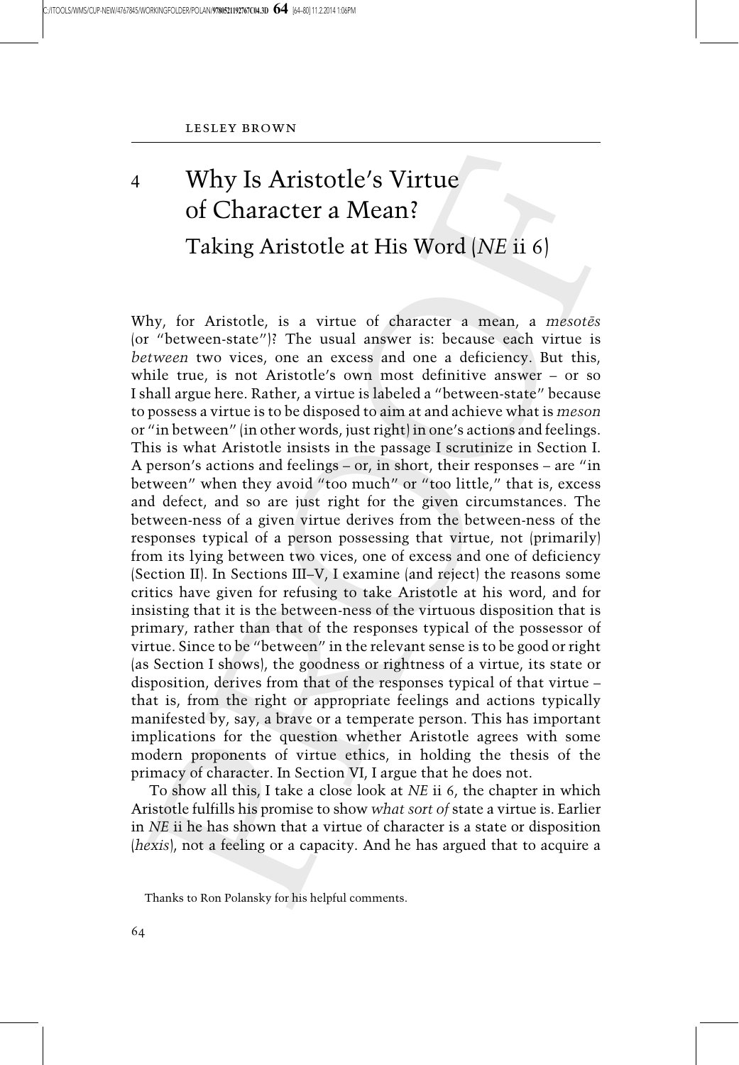# 4 Why Is Aristotle's Virtue of Character a Mean?

## Taking Aristotle at His Word (*NE* ii 6)

Why, for Aristotle, is a virtue of character a mean, a *mesotēs* (or "between-state")? The usual answer is: because each virtue is *between* two vices, one an excess and one a deficiency. But this, while true, is not Aristotle's own most definitive answer – or so I shall argue here. Rather, a virtue is labeled a "between-state" because to possess a virtue is to be disposed to aim at and achieve what is *meson* or "in between" (in other words, just right) in one's actions and feelings. This is what Aristotle insists in the passage I scrutinize in Section I. A person's actions and feelings – or, in short, their responses – are "in between" when they avoid "too much" or "too little," that is, excess and defect, and so are just right for the given circumstances. The between-ness of a given virtue derives from the between-ness of the responses typical of a person possessing that virtue, not (primarily) from its lying between two vices, one of excess and one of deficiency (Section II). In Sections III–V, I examine (and reject) the reasons some critics have given for refusing to take Aristotle at his word, and for insisting that it is the between-ness of the virtuous disposition that is primary, rather than that of the responses typical of the possessor of virtue. Since to be "between" in the relevant sense is to be good or right (as Section I shows), the goodness or rightness of a virtue, its state or disposition, derives from that of the responses typical of that virtue – that is, from the right or appropriate feelings and actions typically manifested by, say, a brave or a temperate person. This has important implications for the question whether Aristotle agrees with some modern proponents of virtue ethics, in holding the thesis of the primacy of character. In Section VI, I argue that he does not.

To show all this, I take a close look at *NE* ii 6, the chapter in which Aristotle fulfills his promise to show *what sort of* state a virtue is. Earlier in *NE* ii he has shown that a virtue of character is a state or disposition (*hexis*), not a feeling or a capacity. And he has argued that to acquire a

Thanks to Ron Polansky for his helpful comments.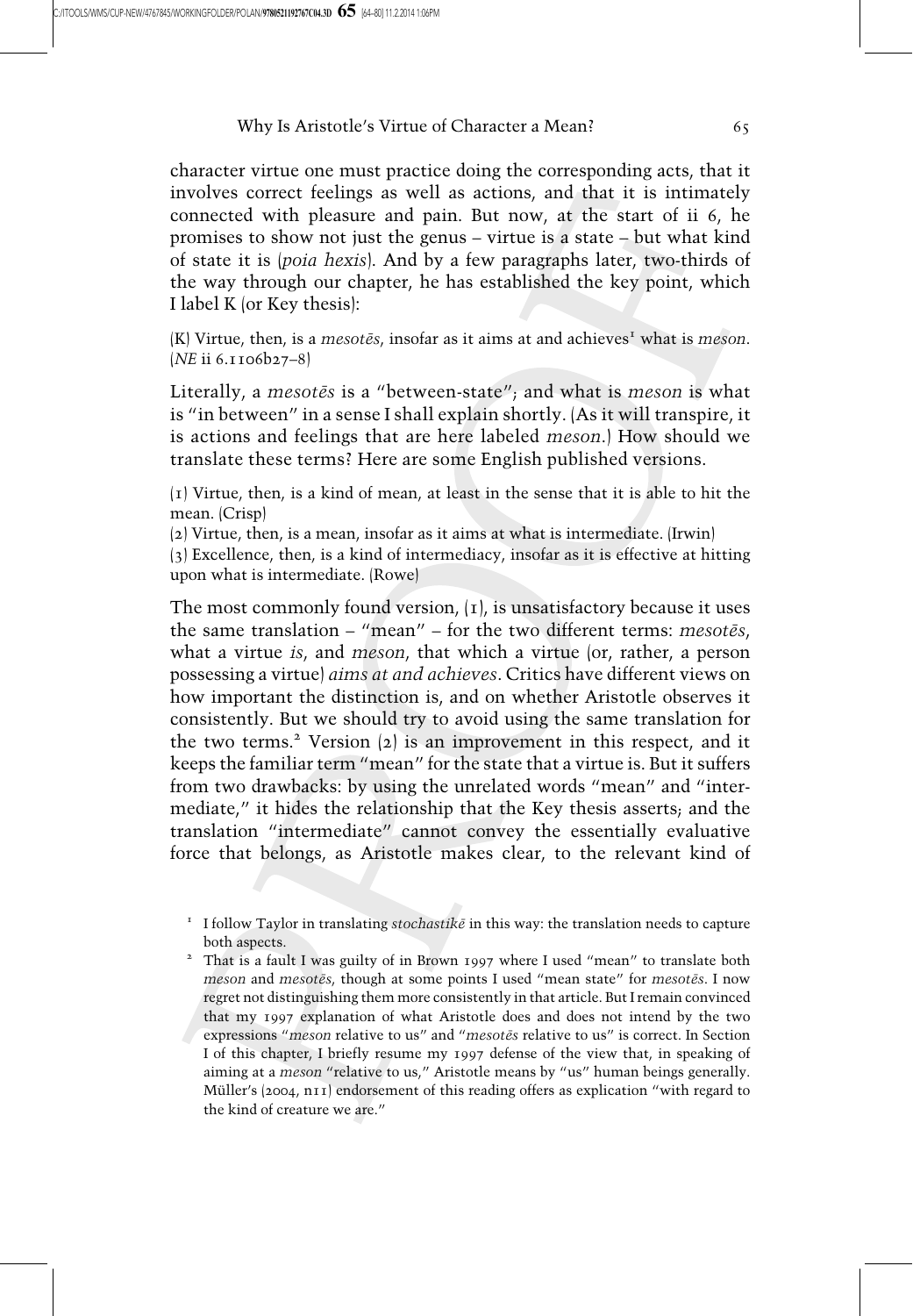character virtue one must practice doing the corresponding acts, that it involves correct feelings as well as actions, and that it is intimately connected with pleasure and pain. But now, at the start of ii 6, he promises to show not just the genus – virtue is a state – but what kind of state it is (*poia hexis*). And by a few paragraphs later, two-thirds of the way through our chapter, he has established the key point, which I label K (or Key thesis):

(K) Virtue, then, is a *mesotēs*, insofar as it aims at and achieves[1] what is *meson*. (*NE* ii 6.1106b27–8)

Literally, a *mesotēs* is a "between-state"; and what is *meson* is what is "in between" in a sense I shall explain shortly. (As it will transpire, it is actions and feelings that are here labeled *meson*.) How should we translate these terms? Here are some English published versions.

(1) Virtue, then, is a kind of mean, at least in the sense that it is able to hit the mean. (Crisp)
(2) Virtue, then, is a mean, insofar as it aims at what is intermediate. (Irwin)
(3) Excellence, then, is a kind of intermediacy, insofar as it is effective at hitting upon what is intermediate. (Rowe)

The most commonly found version, (1), is unsatisfactory because it uses the same translation – "mean" – for the two different terms: *mesotēs*, what a virtue *is*, and *meson*, that which a virtue (or, rather, a person possessing a virtue) *aims at and achieves*. Critics have different views on how important the distinction is, and on whether Aristotle observes it consistently. But we should try to avoid using the same translation for the two terms.[2] Version (2) is an improvement in this respect, and it keeps the familiar term "mean" for the state that a virtue is. But it suffers from two drawbacks: by using the unrelated words "mean" and "intermediate," it hides the relationship that the Key thesis asserts; and the translation "intermediate" cannot convey the essentially evaluative force that belongs, as Aristotle makes clear, to the relevant kind of

[1] I follow Taylor in translating *stochastikē* in this way: the translation needs to capture both aspects.

[2] That is a fault I was guilty of in Brown 1997 where I used "mean" to translate both *meson* and *mesotēs*, though at some points I used "mean state" for *mesotēs*. I now regret not distinguishing them more consistently in that article. But I remain convinced that my 1997 explanation of what Aristotle does and does not intend by the two expressions "*meson* relative to us" and "*mesotēs* relative to us" is correct. In Section I of this chapter, I briefly resume my 1997 defense of the view that, in speaking of aiming at a *meson* "relative to us," Aristotle means by "us" human beings generally. Müller's (2004, n11) endorsement of this reading offers as explication "with regard to the kind of creature we are."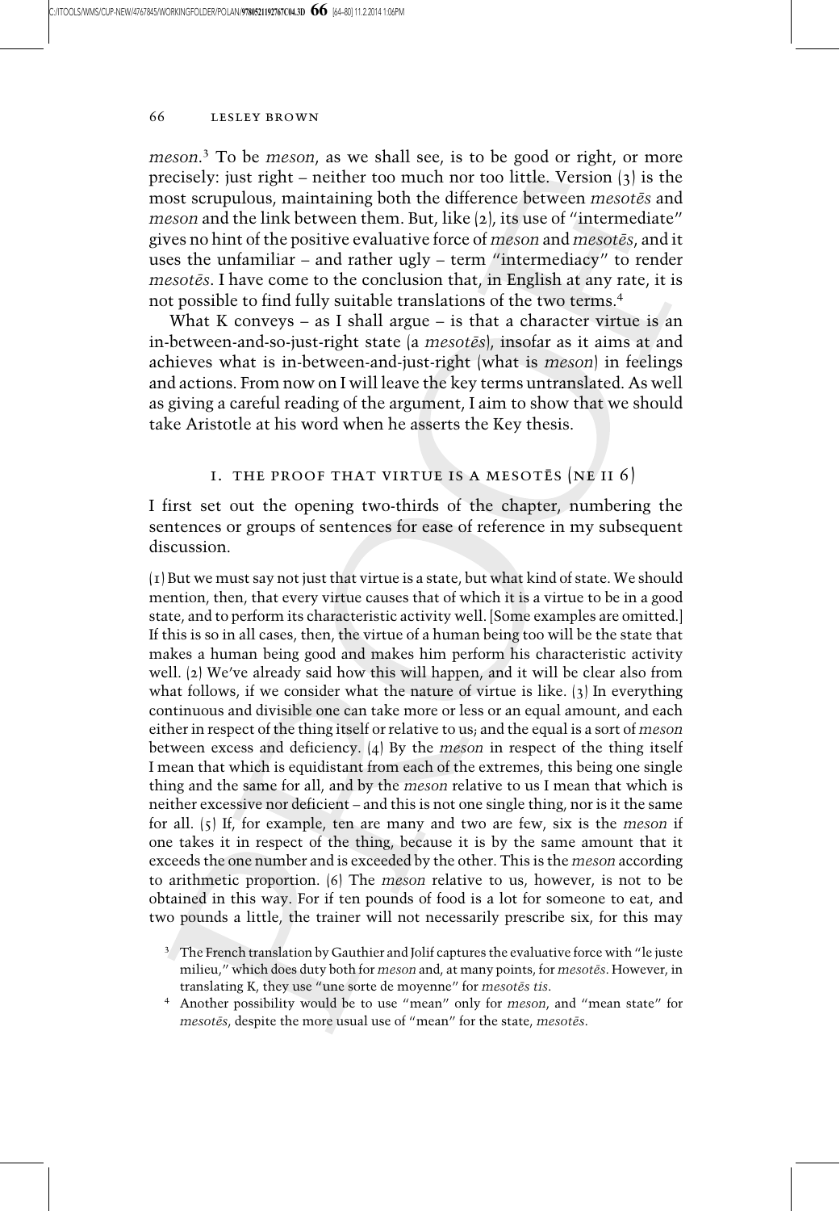*meson*.[3] To be *meson*, as we shall see, is to be good or right, or more precisely: just right – neither too much nor too little. Version (3) is the most scrupulous, maintaining both the difference between *mesotēs* and *meson* and the link between them. But, like (2), its use of "intermediate" gives no hint of the positive evaluative force of *meson* and *mesotēs*, and it uses the unfamiliar – and rather ugly – term "intermediacy" to render *mesotēs*. I have come to the conclusion that, in English at any rate, it is not possible to find fully suitable translations of the two terms.[4]

What K conveys – as I shall argue – is that a character virtue is an in-between-and-so-just-right state (a *mesotēs*), insofar as it aims at and achieves what is in-between-and-just-right (what is *meson*) in feelings and actions. From now on I will leave the key terms untranslated. As well as giving a careful reading of the argument, I aim to show that we should take Aristotle at his word when he asserts the Key thesis.

## I. THE PROOF THAT VIRTUE IS A MESOTĒS (NE II 6)

I first set out the opening two-thirds of the chapter, numbering the sentences or groups of sentences for ease of reference in my subsequent discussion.

(1) But we must say not just that virtue is a state, but what kind of state. We should mention, then, that every virtue causes that of which it is a virtue to be in a good state, and to perform its characteristic activity well. [Some examples are omitted.] If this is so in all cases, then, the virtue of a human being too will be the state that makes a human being good and makes him perform his characteristic activity well. (2) We've already said how this will happen, and it will be clear also from what follows, if we consider what the nature of virtue is like. (3) In everything continuous and divisible one can take more or less or an equal amount, and each either in respect of the thing itself or relative to us; and the equal is a sort of *meson* between excess and deficiency. (4) By the *meson* in respect of the thing itself I mean that which is equidistant from each of the extremes, this being one single thing and the same for all, and by the *meson* relative to us I mean that which is neither excessive nor deficient – and this is not one single thing, nor is it the same for all. (5) If, for example, ten are many and two are few, six is the *meson* if one takes it in respect of the thing, because it is by the same amount that it exceeds the one number and is exceeded by the other. This is the *meson* according to arithmetic proportion. (6) The *meson* relative to us, however, is not to be obtained in this way. For if ten pounds of food is a lot for someone to eat, and two pounds a little, the trainer will not necessarily prescribe six, for this may

[3] The French translation by Gauthier and Jolif captures the evaluative force with "le juste milieu," which does duty both for *meson* and, at many points, for *mesotēs*. However, in translating K, they use "une sorte de moyenne" for *mesotēs tis*.

[4] Another possibility would be to use "mean" only for *meson*, and "mean state" for *mesotēs*, despite the more usual use of "mean" for the state, *mesotēs*.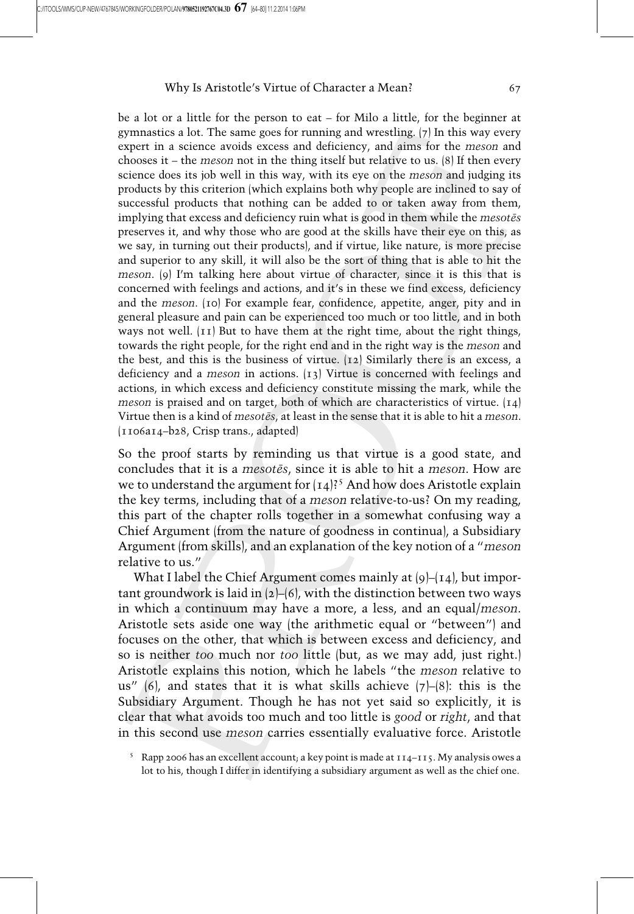be a lot or a little for the person to eat – for Milo a little, for the beginner at gymnastics a lot. The same goes for running and wrestling. (7) In this way every expert in a science avoids excess and deficiency, and aims for the *meson* and chooses it – the *meson* not in the thing itself but relative to us. (8) If then every science does its job well in this way, with its eye on the *meson* and judging its products by this criterion (which explains both why people are inclined to say of successful products that nothing can be added to or taken away from them, implying that excess and deficiency ruin what is good in them while the *mesotēs* preserves it, and why those who are good at the skills have their eye on this, as we say, in turning out their products), and if virtue, like nature, is more precise and superior to any skill, it will also be the sort of thing that is able to hit the *meson*. (9) I'm talking here about virtue of character, since it is this that is concerned with feelings and actions, and it's in these we find excess, deficiency and the *meson*. (10) For example fear, confidence, appetite, anger, pity and in general pleasure and pain can be experienced too much or too little, and in both ways not well. (11) But to have them at the right time, about the right things, towards the right people, for the right end and in the right way is the *meson* and the best, and this is the business of virtue. (12) Similarly there is an excess, a deficiency and a *meson* in actions. (13) Virtue is concerned with feelings and actions, in which excess and deficiency constitute missing the mark, while the *meson* is praised and on target, both of which are characteristics of virtue. (14) Virtue then is a kind of *mesotēs*, at least in the sense that it is able to hit a *meson*. (1106a14–b28, Crisp trans., adapted)

So the proof starts by reminding us that virtue is a good state, and concludes that it is a *mesotēs*, since it is able to hit a *meson*. How are we to understand the argument for (14)?[5] And how does Aristotle explain the key terms, including that of a *meson* relative-to-us? On my reading, this part of the chapter rolls together in a somewhat confusing way a Chief Argument (from the nature of goodness in continua), a Subsidiary Argument (from skills), and an explanation of the key notion of a "*meson* relative to us."

What I label the Chief Argument comes mainly at (9)–(14), but important groundwork is laid in (2)–(6), with the distinction between two ways in which a continuum may have a more, a less, and an equal/*meson*. Aristotle sets aside one way (the arithmetic equal or "between") and focuses on the other, that which is between excess and deficiency, and so is neither *too* much nor *too* little (but, as we may add, just right.) Aristotle explains this notion, which he labels "the *meson* relative to us" (6), and states that it is what skills achieve (7)–(8): this is the Subsidiary Argument. Though he has not yet said so explicitly, it is clear that what avoids too much and too little is *good* or *right*, and that in this second use *meson* carries essentially evaluative force. Aristotle

[5] Rapp 2006 has an excellent account; a key point is made at 114–115. My analysis owes a lot to his, though I differ in identifying a subsidiary argument as well as the chief one.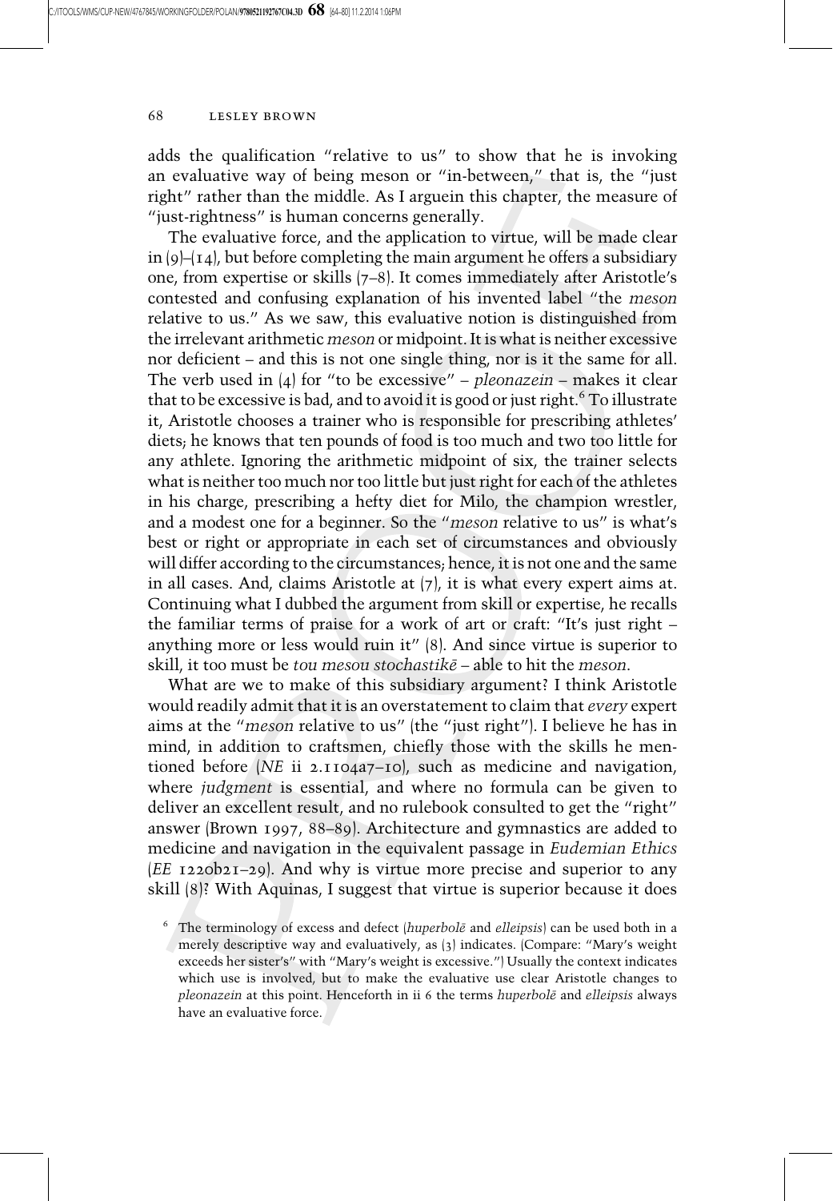adds the qualification "relative to us" to show that he is invoking an evaluative way of being meson or "in-between," that is, the "just right" rather than the middle. As I arguein this chapter, the measure of "just-rightness" is human concerns generally.

The evaluative force, and the application to virtue, will be made clear in (9)–(14), but before completing the main argument he offers a subsidiary one, from expertise or skills (7–8). It comes immediately after Aristotle's contested and confusing explanation of his invented label "the *meson* relative to us." As we saw, this evaluative notion is distinguished from the irrelevant arithmetic *meson* or midpoint. It is what is neither excessive nor deficient – and this is not one single thing, nor is it the same for all. The verb used in (4) for "to be excessive" – *pleonazein* – makes it clear that to be excessive is bad, and to avoid it is good or just right.[6] To illustrate it, Aristotle chooses a trainer who is responsible for prescribing athletes' diets; he knows that ten pounds of food is too much and two too little for any athlete. Ignoring the arithmetic midpoint of six, the trainer selects what is neither too much nor too little but just right for each of the athletes in his charge, prescribing a hefty diet for Milo, the champion wrestler, and a modest one for a beginner. So the "*meson* relative to us" is what's best or right or appropriate in each set of circumstances and obviously will differ according to the circumstances; hence, it is not one and the same in all cases. And, claims Aristotle at (7), it is what every expert aims at. Continuing what I dubbed the argument from skill or expertise, he recalls the familiar terms of praise for a work of art or craft: "It's just right – anything more or less would ruin it" (8). And since virtue is superior to skill, it too must be *tou mesou stochastikē* – able to hit the *meson*.

What are we to make of this subsidiary argument? I think Aristotle would readily admit that it is an overstatement to claim that *every* expert aims at the "*meson* relative to us" (the "just right"). I believe he has in mind, in addition to craftsmen, chiefly those with the skills he mentioned before (*NE* ii 2.1104a7–10), such as medicine and navigation, where *judgment* is essential, and where no formula can be given to deliver an excellent result, and no rulebook consulted to get the "right" answer (Brown 1997, 88–89). Architecture and gymnastics are added to medicine and navigation in the equivalent passage in *Eudemian Ethics* (*EE* 1220b21–29). And why is virtue more precise and superior to any skill (8)? With Aquinas, I suggest that virtue is superior because it does

[6] The terminology of excess and defect (*huperbolē* and *elleipsis*) can be used both in a merely descriptive way and evaluatively, as (3) indicates. (Compare: "Mary's weight exceeds her sister's" with "Mary's weight is excessive.") Usually the context indicates which use is involved, but to make the evaluative use clear Aristotle changes to *pleonazein* at this point. Henceforth in ii 6 the terms *huperbolē* and *elleipsis* always have an evaluative force.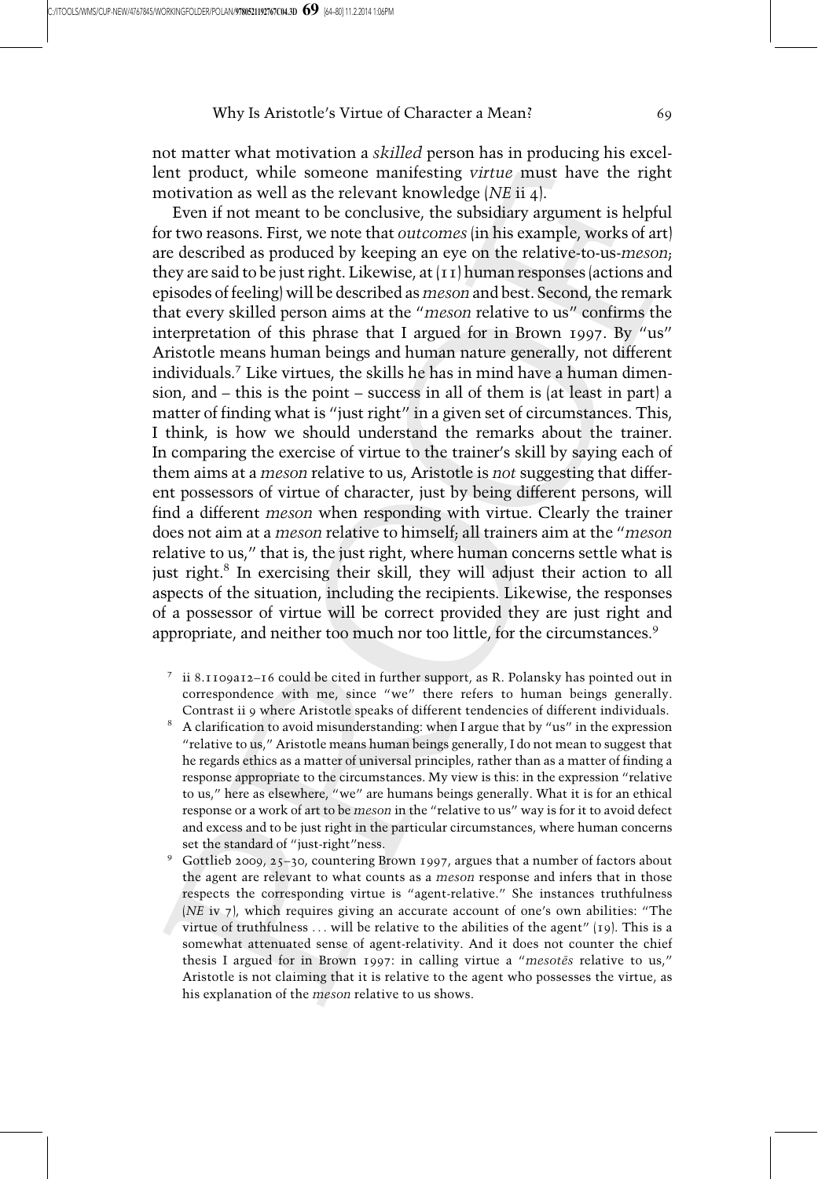not matter what motivation a *skilled* person has in producing his excellent product, while someone manifesting *virtue* must have the right motivation as well as the relevant knowledge (*NE* ii 4).

Even if not meant to be conclusive, the subsidiary argument is helpful for two reasons. First, we note that *outcomes* (in his example, works of art) are described as produced by keeping an eye on the relative-to-us-*meson*; they are said to be just right. Likewise, at (11) human responses (actions and episodes of feeling) will be described as *meson* and best. Second, the remark that every skilled person aims at the "*meson* relative to us" confirms the interpretation of this phrase that I argued for in Brown 1997. By "us" Aristotle means human beings and human nature generally, not different individuals.[7] Like virtues, the skills he has in mind have a human dimension, and – this is the point – success in all of them is (at least in part) a matter of finding what is "just right" in a given set of circumstances. This, I think, is how we should understand the remarks about the trainer. In comparing the exercise of virtue to the trainer's skill by saying each of them aims at a *meson* relative to us, Aristotle is *not* suggesting that different possessors of virtue of character, just by being different persons, will find a different *meson* when responding with virtue. Clearly the trainer does not aim at a *meson* relative to himself; all trainers aim at the "*meson* relative to us," that is, the just right, where human concerns settle what is just right.[8] In exercising their skill, they will adjust their action to all aspects of the situation, including the recipients. Likewise, the responses of a possessor of virtue will be correct provided they are just right and appropriate, and neither too much nor too little, for the circumstances.[9]

[7] ii 8.1109a12–16 could be cited in further support, as R. Polansky has pointed out in correspondence with me, since "we" there refers to human beings generally. Contrast ii 9 where Aristotle speaks of different tendencies of different individuals.

[8] A clarification to avoid misunderstanding: when I argue that by "us" in the expression "relative to us," Aristotle means human beings generally, I do not mean to suggest that he regards ethics as a matter of universal principles, rather than as a matter of finding a response appropriate to the circumstances. My view is this: in the expression "relative to us," here as elsewhere, "we" are humans beings generally. What it is for an ethical response or a work of art to be *meson* in the "relative to us" way is for it to avoid defect and excess and to be just right in the particular circumstances, where human concerns set the standard of "just-right"ness.

[9] Gottlieb 2009, 25–30, countering Brown 1997, argues that a number of factors about the agent are relevant to what counts as a *meson* response and infers that in those respects the corresponding virtue is "agent-relative." She instances truthfulness (*NE* iv 7), which requires giving an accurate account of one's own abilities: "The virtue of truthfulness . . . will be relative to the abilities of the agent" (19). This is a somewhat attenuated sense of agent-relativity. And it does not counter the chief thesis I argued for in Brown 1997: in calling virtue a "*mesotēs* relative to us," Aristotle is not claiming that it is relative to the agent who possesses the virtue, as his explanation of the *meson* relative to us shows.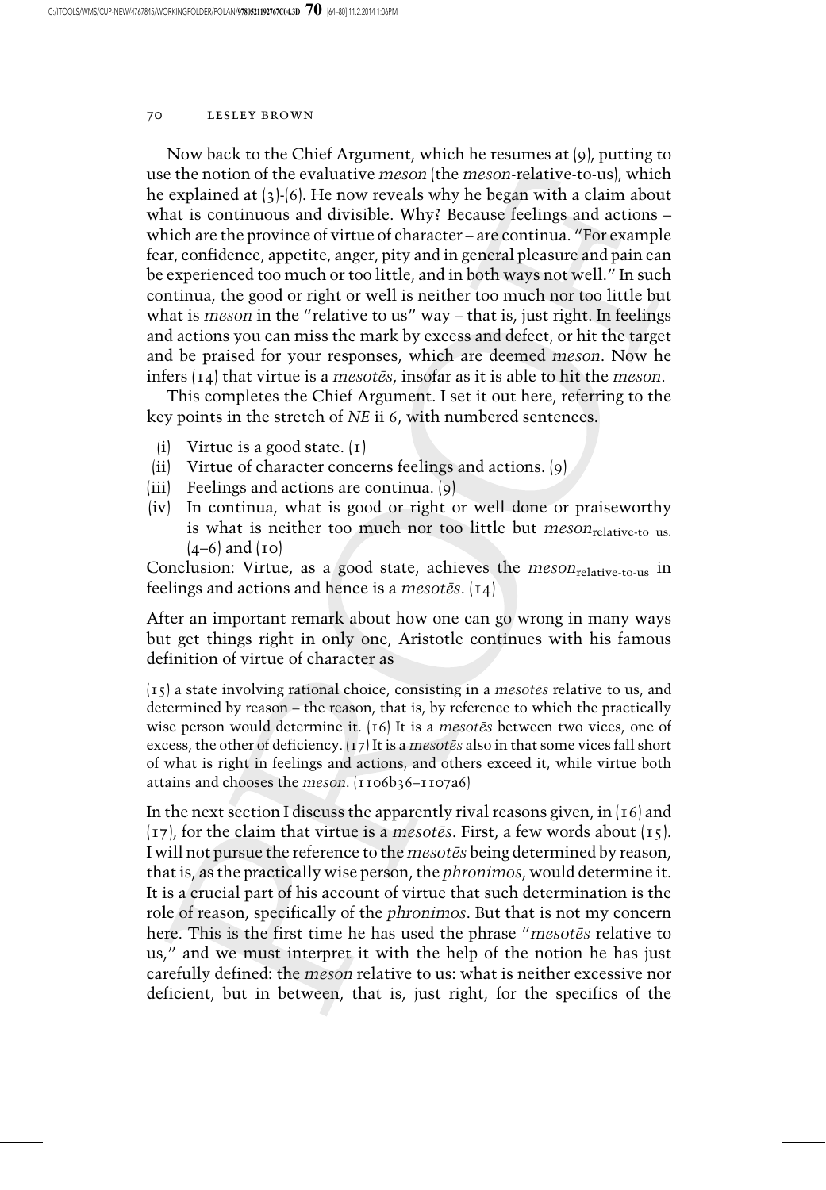Now back to the Chief Argument, which he resumes at (9), putting to use the notion of the evaluative *meson* (the *meson*-relative-to-us), which he explained at (3)-(6). He now reveals why he began with a claim about what is continuous and divisible. Why? Because feelings and actions – which are the province of virtue of character – are continua. "For example fear, confidence, appetite, anger, pity and in general pleasure and pain can be experienced too much or too little, and in both ways not well." In such continua, the good or right or well is neither too much nor too little but what is *meson* in the "relative to us" way – that is, just right. In feelings and actions you can miss the mark by excess and defect, or hit the target and be praised for your responses, which are deemed *meson*. Now he infers (14) that virtue is a *mesotēs*, insofar as it is able to hit the *meson*.

This completes the Chief Argument. I set it out here, referring to the key points in the stretch of *NE* ii 6, with numbered sentences.

(i) Virtue is a good state. (1)
(ii) Virtue of character concerns feelings and actions. (9)
(iii) Feelings and actions are continua. (9)
(iv) In continua, what is good or right or well done or praiseworthy is what is neither too much nor too little but $meson_{\text{relative-to us.}}$ (4–6) and (10)

Conclusion: Virtue, as a good state, achieves the $meson_{\text{relative-to-us}}$ in feelings and actions and hence is a *mesotēs*. (14)

After an important remark about how one can go wrong in many ways but get things right in only one, Aristotle continues with his famous definition of virtue of character as

> (15) a state involving rational choice, consisting in a *mesotēs* relative to us, and determined by reason – the reason, that is, by reference to which the practically wise person would determine it. (16) It is a *mesotēs* between two vices, one of excess, the other of deficiency. (17) It is a *mesotēs* also in that some vices fall short of what is right in feelings and actions, and others exceed it, while virtue both attains and chooses the *meson*. (1106b36–1107a6)

In the next section I discuss the apparently rival reasons given, in (16) and (17), for the claim that virtue is a *mesotēs*. First, a few words about (15). I will not pursue the reference to the *mesotēs* being determined by reason, that is, as the practically wise person, the *phronimos*, would determine it. It is a crucial part of his account of virtue that such determination is the role of reason, specifically of the *phronimos*. But that is not my concern here. This is the first time he has used the phrase "*mesotēs* relative to us," and we must interpret it with the help of the notion he has just carefully defined: the *meson* relative to us: what is neither excessive nor deficient, but in between, that is, just right, for the specifics of the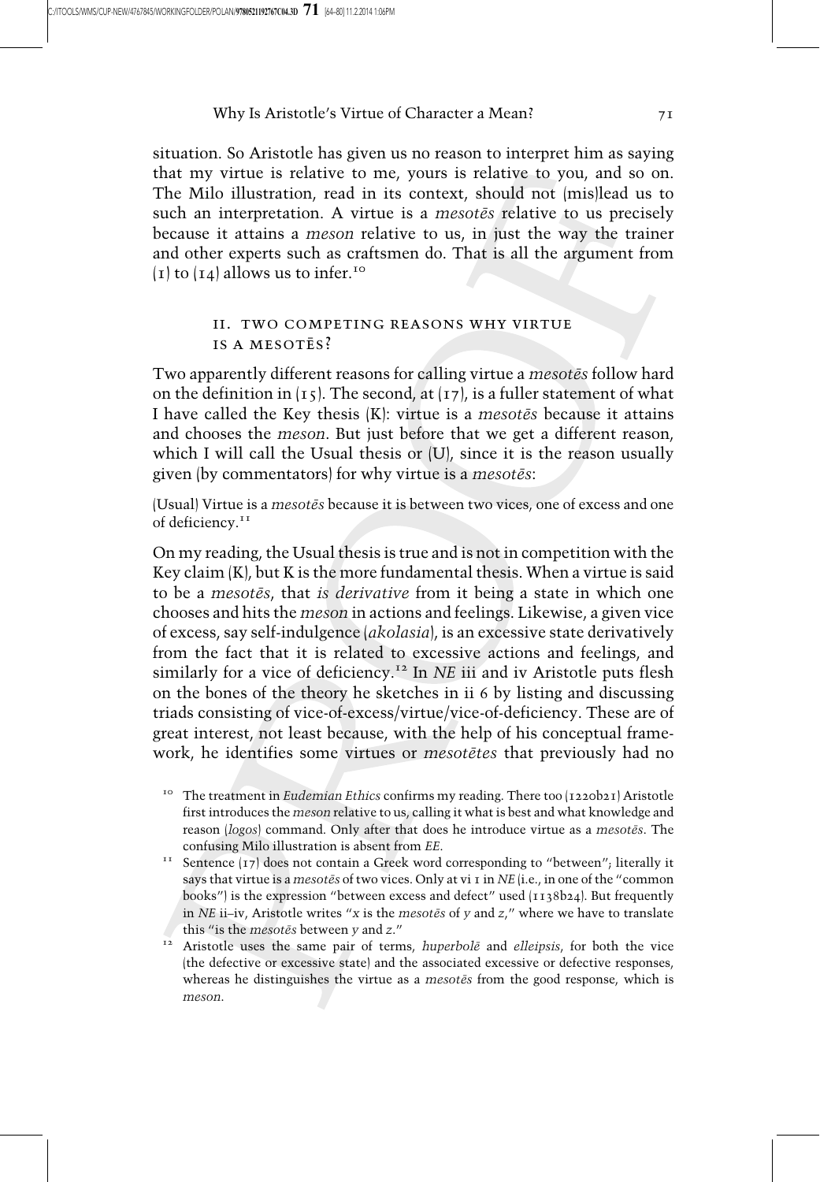situation. So Aristotle has given us no reason to interpret him as saying that my virtue is relative to me, yours is relative to you, and so on. The Milo illustration, read in its context, should not (mis)lead us to such an interpretation. A virtue is a *mesotēs* relative to us precisely because it attains a *meson* relative to us, in just the way the trainer and other experts such as craftsmen do. That is all the argument from (1) to (14) allows us to infer.[10]

## II. TWO COMPETING REASONS WHY VIRTUE IS A MESOTĒS?

Two apparently different reasons for calling virtue a *mesotēs* follow hard on the definition in (15). The second, at (17), is a fuller statement of what I have called the Key thesis (K): virtue is a *mesotēs* because it attains and chooses the *meson*. But just before that we get a different reason, which I will call the Usual thesis or (U), since it is the reason usually given (by commentators) for why virtue is a *mesotēs*:

(Usual) Virtue is a *mesotēs* because it is between two vices, one of excess and one of deficiency.[11]

On my reading, the Usual thesis is true and is not in competition with the Key claim (K), but K is the more fundamental thesis. When a virtue is said to be a *mesotēs*, that *is derivative* from it being a state in which one chooses and hits the *meson* in actions and feelings. Likewise, a given vice of excess, say self-indulgence (*akolasia*), is an excessive state derivatively from the fact that it is related to excessive actions and feelings, and similarly for a vice of deficiency.[12] In *NE* iii and iv Aristotle puts flesh on the bones of the theory he sketches in ii 6 by listing and discussing triads consisting of vice-of-excess/virtue/vice-of-deficiency. These are of great interest, not least because, with the help of his conceptual framework, he identifies some virtues or *mesotētes* that previously had no

---

[10] The treatment in *Eudemian Ethics* confirms my reading. There too (1220b21) Aristotle first introduces the *meson* relative to us, calling it what is best and what knowledge and reason (*logos*) command. Only after that does he introduce virtue as a *mesotēs*. The confusing Milo illustration is absent from *EE*.

[11] Sentence (17) does not contain a Greek word corresponding to "between"; literally it says that virtue is a *mesotēs* of two vices. Only at vi 1 in *NE* (i.e., in one of the "common books") is the expression "between excess and defect" used (1138b24). But frequently in *NE* ii–iv, Aristotle writes "*x* is the *mesotēs* of *y* and *z*," where we have to translate this "is the *mesotēs* between *y* and *z*."

[12] Aristotle uses the same pair of terms, *huperbolē* and *elleipsis*, for both the vice (the defective or excessive state) and the associated excessive or defective responses, whereas he distinguishes the virtue as a *mesotēs* from the good response, which is *meson*.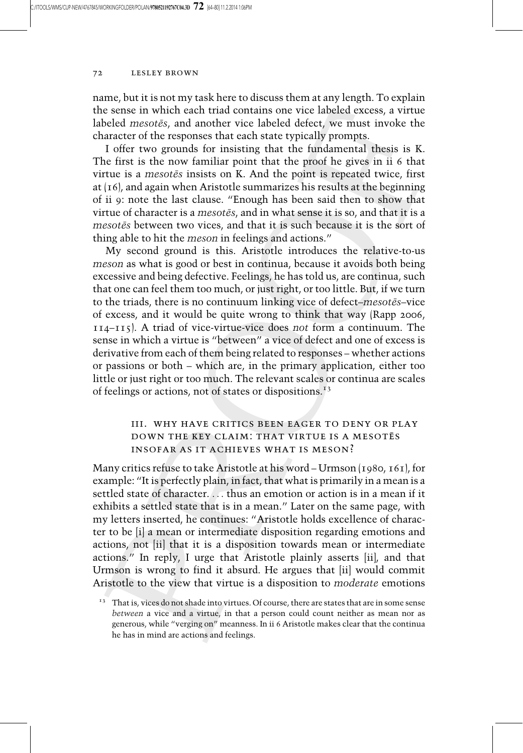name, but it is not my task here to discuss them at any length. To explain the sense in which each triad contains one vice labeled excess, a virtue labeled *mesotēs*, and another vice labeled defect, we must invoke the character of the responses that each state typically prompts.

I offer two grounds for insisting that the fundamental thesis is K. The first is the now familiar point that the proof he gives in ii 6 that virtue is a *mesotēs* insists on K. And the point is repeated twice, first at (16), and again when Aristotle summarizes his results at the beginning of ii 9: note the last clause. "Enough has been said then to show that virtue of character is a *mesotēs*, and in what sense it is so, and that it is a *mesotēs* between two vices, and that it is such because it is the sort of thing able to hit the *meson* in feelings and actions."

My second ground is this. Aristotle introduces the relative-to-us *meson* as what is good or best in continua, because it avoids both being excessive and being defective. Feelings, he has told us, are continua, such that one can feel them too much, or just right, or too little. But, if we turn to the triads, there is no continuum linking vice of defect–*mesotēs*–vice of excess, and it would be quite wrong to think that way (Rapp 2006, 114–115). A triad of vice-virtue-vice does *not* form a continuum. The sense in which a virtue is "between" a vice of defect and one of excess is derivative from each of them being related to responses – whether actions or passions or both – which are, in the primary application, either too little or just right or too much. The relevant scales or continua are scales of feelings or actions, not of states or dispositions.[13]

## III. WHY HAVE CRITICS BEEN EAGER TO DENY OR PLAY DOWN THE KEY CLAIM: THAT VIRTUE IS A MESOTĒS INSOFAR AS IT ACHIEVES WHAT IS MESON?

Many critics refuse to take Aristotle at his word – Urmson (1980, 161), for example: "It is perfectly plain, in fact, that what is primarily in a mean is a settled state of character. . . . thus an emotion or action is in a mean if it exhibits a settled state that is in a mean." Later on the same page, with my letters inserted, he continues: "Aristotle holds excellence of character to be [i] a mean or intermediate disposition regarding emotions and actions, not [ii] that it is a disposition towards mean or intermediate actions." In reply, I urge that Aristotle plainly asserts [ii], and that Urmson is wrong to find it absurd. He argues that [ii] would commit Aristotle to the view that virtue is a disposition to *moderate* emotions

[13] That is, vices do not shade into virtues. Of course, there are states that are in some sense *between* a vice and a virtue, in that a person could count neither as mean nor as generous, while "verging on" meanness. In ii 6 Aristotle makes clear that the continua he has in mind are actions and feelings.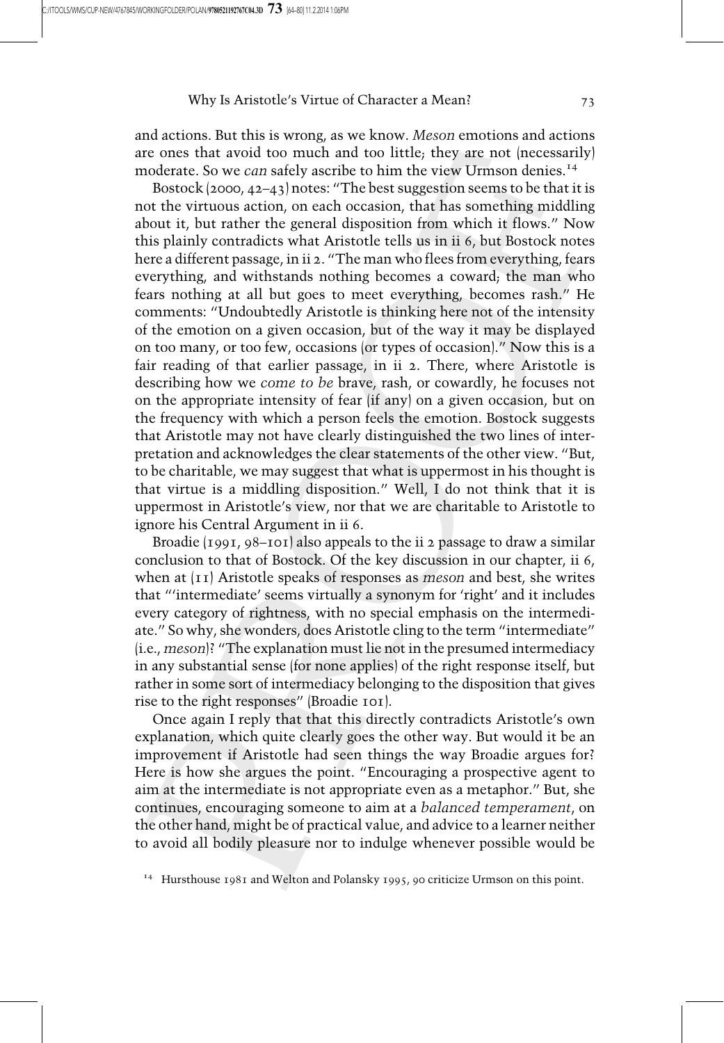and actions. But this is wrong, as we know. *Meson* emotions and actions are ones that avoid too much and too little; they are not (necessarily) moderate. So we *can* safely ascribe to him the view Urmson denies.[14]

Bostock (2000, 42–43) notes: "The best suggestion seems to be that it is not the virtuous action, on each occasion, that has something middling about it, but rather the general disposition from which it flows." Now this plainly contradicts what Aristotle tells us in ii 6, but Bostock notes here a different passage, in ii 2. "The man who flees from everything, fears everything, and withstands nothing becomes a coward; the man who fears nothing at all but goes to meet everything, becomes rash." He comments: "Undoubtedly Aristotle is thinking here not of the intensity of the emotion on a given occasion, but of the way it may be displayed on too many, or too few, occasions (or types of occasion)." Now this is a fair reading of that earlier passage, in ii 2. There, where Aristotle is describing how we *come to be* brave, rash, or cowardly, he focuses not on the appropriate intensity of fear (if any) on a given occasion, but on the frequency with which a person feels the emotion. Bostock suggests that Aristotle may not have clearly distinguished the two lines of interpretation and acknowledges the clear statements of the other view. "But, to be charitable, we may suggest that what is uppermost in his thought is that virtue is a middling disposition." Well, I do not think that it is uppermost in Aristotle's view, nor that we are charitable to Aristotle to ignore his Central Argument in ii 6.

Broadie (1991, 98–101) also appeals to the ii 2 passage to draw a similar conclusion to that of Bostock. Of the key discussion in our chapter, ii 6, when at (11) Aristotle speaks of responses as *meson* and best, she writes that "'intermediate' seems virtually a synonym for 'right' and it includes every category of rightness, with no special emphasis on the intermediate." So why, she wonders, does Aristotle cling to the term "intermediate" (i.e., *meson*)? "The explanation must lie not in the presumed intermediacy in any substantial sense (for none applies) of the right response itself, but rather in some sort of intermediacy belonging to the disposition that gives rise to the right responses" (Broadie 101).

Once again I reply that that this directly contradicts Aristotle's own explanation, which quite clearly goes the other way. But would it be an improvement if Aristotle had seen things the way Broadie argues for? Here is how she argues the point. "Encouraging a prospective agent to aim at the intermediate is not appropriate even as a metaphor." But, she continues, encouraging someone to aim at a *balanced temperament*, on the other hand, might be of practical value, and advice to a learner neither to avoid all bodily pleasure nor to indulge whenever possible would be

[14] Hursthouse 1981 and Welton and Polansky 1995, 90 criticize Urmson on this point.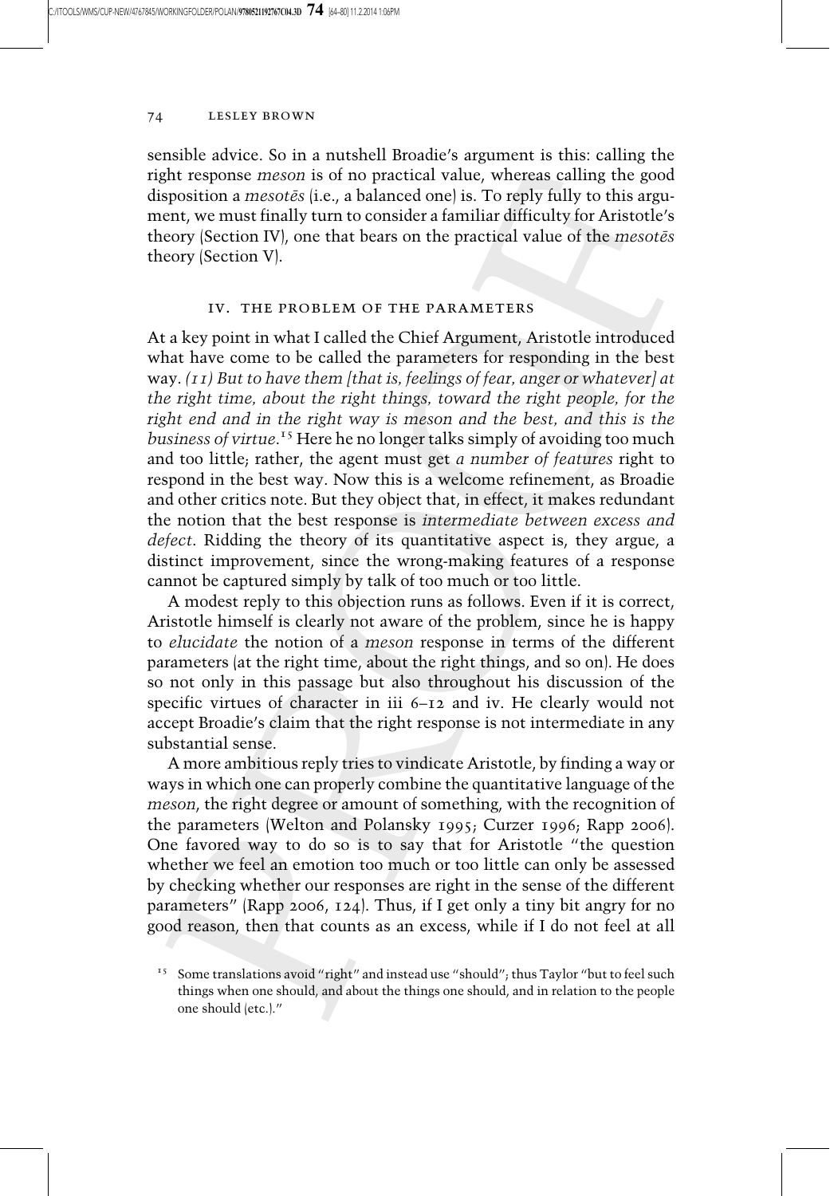sensible advice. So in a nutshell Broadie's argument is this: calling the right response *meson* is of no practical value, whereas calling the good disposition a *mesotēs* (i.e., a balanced one) is. To reply fully to this argument, we must finally turn to consider a familiar difficulty for Aristotle's theory (Section IV), one that bears on the practical value of the *mesotēs* theory (Section V).

## IV. THE PROBLEM OF THE PARAMETERS

At a key point in what I called the Chief Argument, Aristotle introduced what have come to be called the parameters for responding in the best way. *(11) But to have them [that is, feelings of fear, anger or whatever] at the right time, about the right things, toward the right people, for the right end and in the right way is meson and the best, and this is the business of virtue.*[15] Here he no longer talks simply of avoiding too much and too little; rather, the agent must get *a number of features* right to respond in the best way. Now this is a welcome refinement, as Broadie and other critics note. But they object that, in effect, it makes redundant the notion that the best response is *intermediate between excess and defect*. Ridding the theory of its quantitative aspect is, they argue, a distinct improvement, since the wrong-making features of a response cannot be captured simply by talk of too much or too little.

A modest reply to this objection runs as follows. Even if it is correct, Aristotle himself is clearly not aware of the problem, since he is happy to *elucidate* the notion of a *meson* response in terms of the different parameters (at the right time, about the right things, and so on). He does so not only in this passage but also throughout his discussion of the specific virtues of character in iii 6–12 and iv. He clearly would not accept Broadie's claim that the right response is not intermediate in any substantial sense.

A more ambitious reply tries to vindicate Aristotle, by finding a way or ways in which one can properly combine the quantitative language of the *meson*, the right degree or amount of something, with the recognition of the parameters (Welton and Polansky 1995; Curzer 1996; Rapp 2006). One favored way to do so is to say that for Aristotle "the question whether we feel an emotion too much or too little can only be assessed by checking whether our responses are right in the sense of the different parameters" (Rapp 2006, 124). Thus, if I get only a tiny bit angry for no good reason, then that counts as an excess, while if I do not feel at all

[15] Some translations avoid "right" and instead use "should"; thus Taylor "but to feel such things when one should, and about the things one should, and in relation to the people one should (etc.)."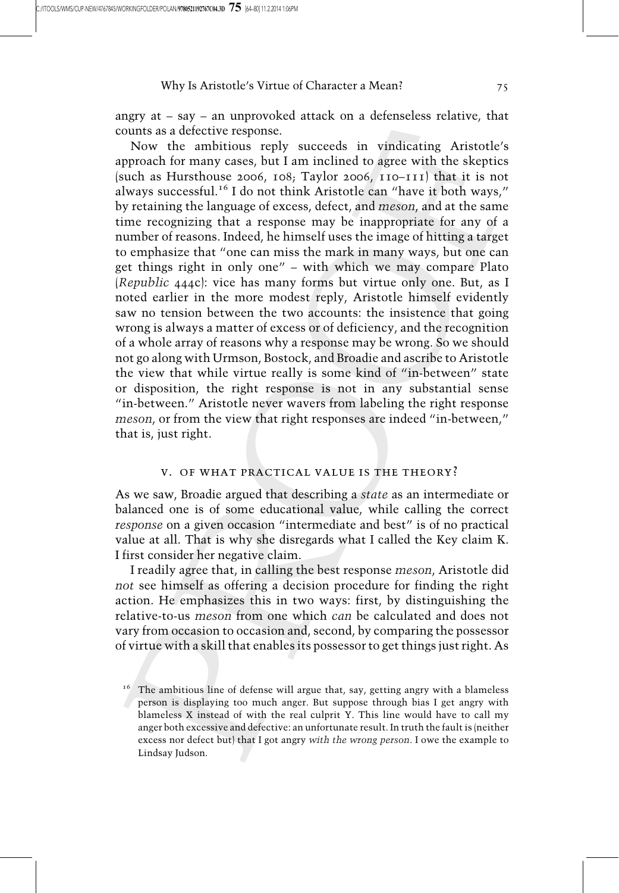angry at – say – an unprovoked attack on a defenseless relative, that counts as a defective response.

Now the ambitious reply succeeds in vindicating Aristotle's approach for many cases, but I am inclined to agree with the skeptics (such as Hursthouse 2006, 108; Taylor 2006, 110–111) that it is not always successful.[16] I do not think Aristotle can "have it both ways," by retaining the language of excess, defect, and *meson*, and at the same time recognizing that a response may be inappropriate for any of a number of reasons. Indeed, he himself uses the image of hitting a target to emphasize that "one can miss the mark in many ways, but one can get things right in only one" – with which we may compare Plato (*Republic* 444c): vice has many forms but virtue only one. But, as I noted earlier in the more modest reply, Aristotle himself evidently saw no tension between the two accounts: the insistence that going wrong is always a matter of excess or of deficiency, and the recognition of a whole array of reasons why a response may be wrong. So we should not go along with Urmson, Bostock, and Broadie and ascribe to Aristotle the view that while virtue really is some kind of "in-between" state or disposition, the right response is not in any substantial sense "in-between." Aristotle never wavers from labeling the right response *meson*, or from the view that right responses are indeed "in-between," that is, just right.

## V. OF WHAT PRACTICAL VALUE IS THE THEORY?

As we saw, Broadie argued that describing a *state* as an intermediate or balanced one is of some educational value, while calling the correct *response* on a given occasion "intermediate and best" is of no practical value at all. That is why she disregards what I called the Key claim K. I first consider her negative claim.

I readily agree that, in calling the best response *meson*, Aristotle did *not* see himself as offering a decision procedure for finding the right action. He emphasizes this in two ways: first, by distinguishing the relative-to-us *meson* from one which *can* be calculated and does not vary from occasion to occasion and, second, by comparing the possessor of virtue with a skill that enables its possessor to get things just right. As

[16] The ambitious line of defense will argue that, say, getting angry with a blameless person is displaying too much anger. But suppose through bias I get angry with blameless X instead of with the real culprit Y. This line would have to call my anger both excessive and defective: an unfortunate result. In truth the fault is (neither excess nor defect but) that I got angry *with the wrong person*. I owe the example to Lindsay Judson.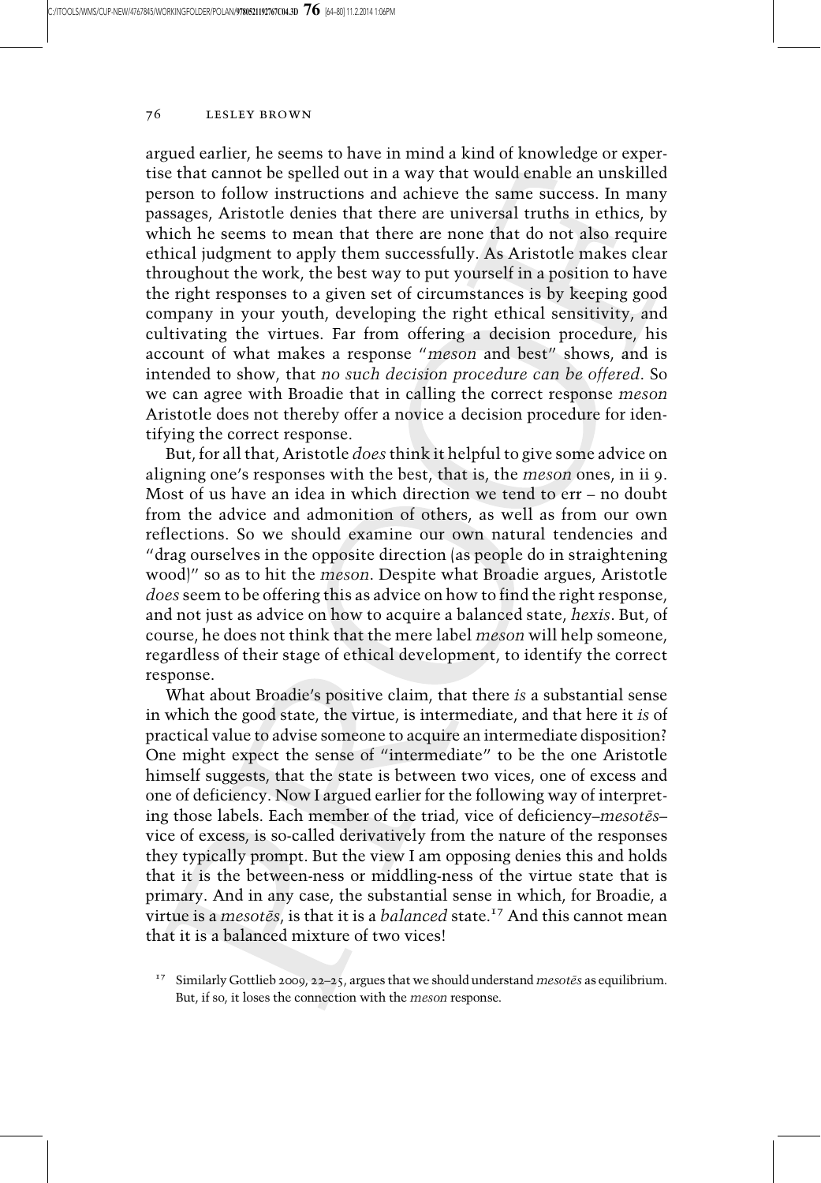argued earlier, he seems to have in mind a kind of knowledge or expertise that cannot be spelled out in a way that would enable an unskilled person to follow instructions and achieve the same success. In many passages, Aristotle denies that there are universal truths in ethics, by which he seems to mean that there are none that do not also require ethical judgment to apply them successfully. As Aristotle makes clear throughout the work, the best way to put yourself in a position to have the right responses to a given set of circumstances is by keeping good company in your youth, developing the right ethical sensitivity, and cultivating the virtues. Far from offering a decision procedure, his account of what makes a response "*meson* and best" shows, and is intended to show, that *no such decision procedure can be offered*. So we can agree with Broadie that in calling the correct response *meson* Aristotle does not thereby offer a novice a decision procedure for identifying the correct response.

But, for all that, Aristotle *does* think it helpful to give some advice on aligning one's responses with the best, that is, the *meson* ones, in ii 9. Most of us have an idea in which direction we tend to err – no doubt from the advice and admonition of others, as well as from our own reflections. So we should examine our own natural tendencies and "drag ourselves in the opposite direction (as people do in straightening wood)" so as to hit the *meson*. Despite what Broadie argues, Aristotle *does* seem to be offering this as advice on how to find the right response, and not just as advice on how to acquire a balanced state, *hexis*. But, of course, he does not think that the mere label *meson* will help someone, regardless of their stage of ethical development, to identify the correct response.

What about Broadie's positive claim, that there *is* a substantial sense in which the good state, the virtue, is intermediate, and that here it *is* of practical value to advise someone to acquire an intermediate disposition? One might expect the sense of "intermediate" to be the one Aristotle himself suggests, that the state is between two vices, one of excess and one of deficiency. Now I argued earlier for the following way of interpreting those labels. Each member of the triad, vice of deficiency–*mesotēs*–vice of excess, is so-called derivatively from the nature of the responses they typically prompt. But the view I am opposing denies this and holds that it is the between-ness or middling-ness of the virtue state that is primary. And in any case, the substantial sense in which, for Broadie, a virtue is a *mesotēs*, is that it is a *balanced* state.[17] And this cannot mean that it is a balanced mixture of two vices!

[17] Similarly Gottlieb 2009, 22–25, argues that we should understand *mesotēs* as equilibrium. But, if so, it loses the connection with the *meson* response.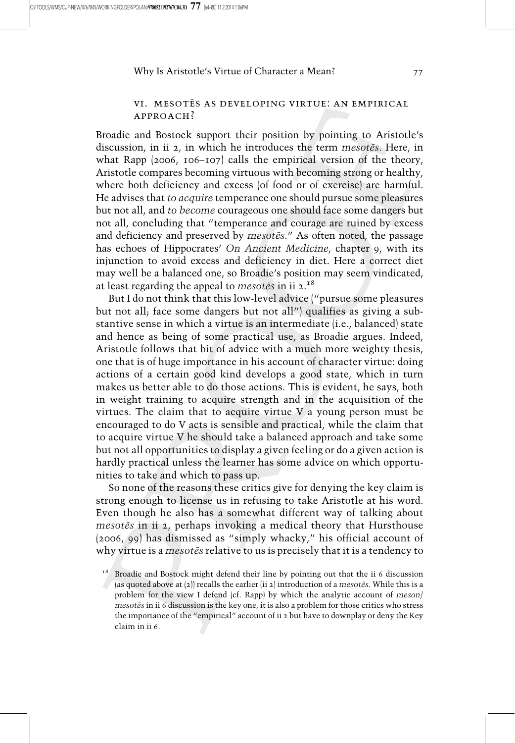## VI. MESOTĒS AS DEVELOPING VIRTUE: AN EMPIRICAL APPROACH?

Broadie and Bostock support their position by pointing to Aristotle's discussion, in ii 2, in which he introduces the term *mesotēs*. Here, in what Rapp (2006, 106–107) calls the empirical version of the theory, Aristotle compares becoming virtuous with becoming strong or healthy, where both deficiency and excess (of food or of exercise) are harmful. He advises that *to acquire* temperance one should pursue some pleasures but not all, and *to become* courageous one should face some dangers but not all, concluding that "temperance and courage are ruined by excess and deficiency and preserved by *mesotēs*." As often noted, the passage has echoes of Hippocrates' *On Ancient Medicine*, chapter 9, with its injunction to avoid excess and deficiency in diet. Here a correct diet may well be a balanced one, so Broadie's position may seem vindicated, at least regarding the appeal to *mesotēs* in ii 2.[18]

But I do not think that this low-level advice ("pursue some pleasures but not all; face some dangers but not all") qualifies as giving a substantive sense in which a virtue is an intermediate (i.e., balanced) state and hence as being of some practical use, as Broadie argues. Indeed, Aristotle follows that bit of advice with a much more weighty thesis, one that is of huge importance in his account of character virtue: doing actions of a certain good kind develops a good state, which in turn makes us better able to do those actions. This is evident, he says, both in weight training to acquire strength and in the acquisition of the virtues. The claim that to acquire virtue V a young person must be encouraged to do V acts is sensible and practical, while the claim that to acquire virtue V he should take a balanced approach and take some but not all opportunities to display a given feeling or do a given action is hardly practical unless the learner has some advice on which opportunities to take and which to pass up.

So none of the reasons these critics give for denying the key claim is strong enough to license us in refusing to take Aristotle at his word. Even though he also has a somewhat different way of talking about *mesotēs* in ii 2, perhaps invoking a medical theory that Hursthouse (2006, 99) has dismissed as "simply whacky," his official account of why virtue is a *mesotēs* relative to us is precisely that it is a tendency to

[18] Broadie and Bostock might defend their line by pointing out that the ii 6 discussion (as quoted above at (2)) recalls the earlier (ii 2) introduction of a *mesotēs*. While this is a problem for the view I defend (cf. Rapp) by which the analytic account of *meson*/*mesotēs* in ii 6 discussion is the key one, it is also a problem for those critics who stress the importance of the "empirical" account of ii 2 but have to downplay or deny the Key claim in ii 6.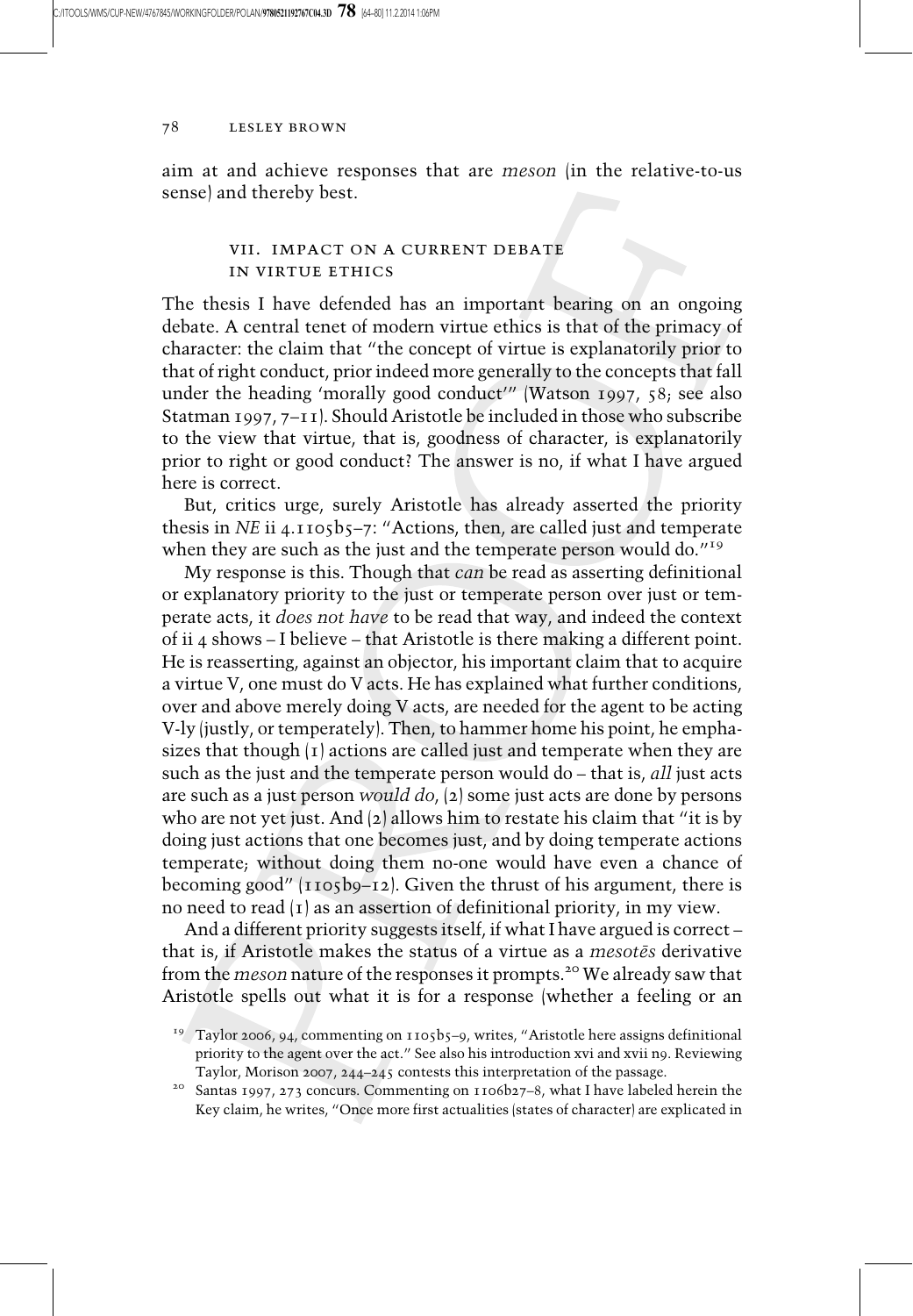aim at and achieve responses that are *meson* (in the relative-to-us sense) and thereby best.

## VII. IMPACT ON A CURRENT DEBATE IN VIRTUE ETHICS

The thesis I have defended has an important bearing on an ongoing debate. A central tenet of modern virtue ethics is that of the primacy of character: the claim that "the concept of virtue is explanatorily prior to that of right conduct, prior indeed more generally to the concepts that fall under the heading 'morally good conduct'" (Watson 1997, 58; see also Statman 1997, 7–11). Should Aristotle be included in those who subscribe to the view that virtue, that is, goodness of character, is explanatorily prior to right or good conduct? The answer is no, if what I have argued here is correct.

But, critics urge, surely Aristotle has already asserted the priority thesis in *NE* ii 4.1105b5–7: "Actions, then, are called just and temperate when they are such as the just and the temperate person would do."[19]

My response is this. Though that *can* be read as asserting definitional or explanatory priority to the just or temperate person over just or temperate acts, it *does not have* to be read that way, and indeed the context of ii 4 shows – I believe – that Aristotle is there making a different point. He is reasserting, against an objector, his important claim that to acquire a virtue V, one must do V acts. He has explained what further conditions, over and above merely doing V acts, are needed for the agent to be acting V-ly (justly, or temperately). Then, to hammer home his point, he emphasizes that though (1) actions are called just and temperate when they are such as the just and the temperate person would do – that is, *all* just acts are such as a just person *would do*, (2) some just acts are done by persons who are not yet just. And (2) allows him to restate his claim that "it is by doing just actions that one becomes just, and by doing temperate actions temperate; without doing them no-one would have even a chance of becoming good" (1105b9–12). Given the thrust of his argument, there is no need to read (1) as an assertion of definitional priority, in my view.

And a different priority suggests itself, if what I have argued is correct – that is, if Aristotle makes the status of a virtue as a *mesotēs* derivative from the *meson* nature of the responses it prompts.[20] We already saw that Aristotle spells out what it is for a response (whether a feeling or an

[19] Taylor 2006, 94, commenting on 1105b5–9, writes, "Aristotle here assigns definitional priority to the agent over the act." See also his introduction xvi and xvii n9. Reviewing Taylor, Morison 2007, 244–245 contests this interpretation of the passage.

[20] Santas 1997, 273 concurs. Commenting on 1106b27–8, what I have labeled herein the Key claim, he writes, "Once more first actualities (states of character) are explicated in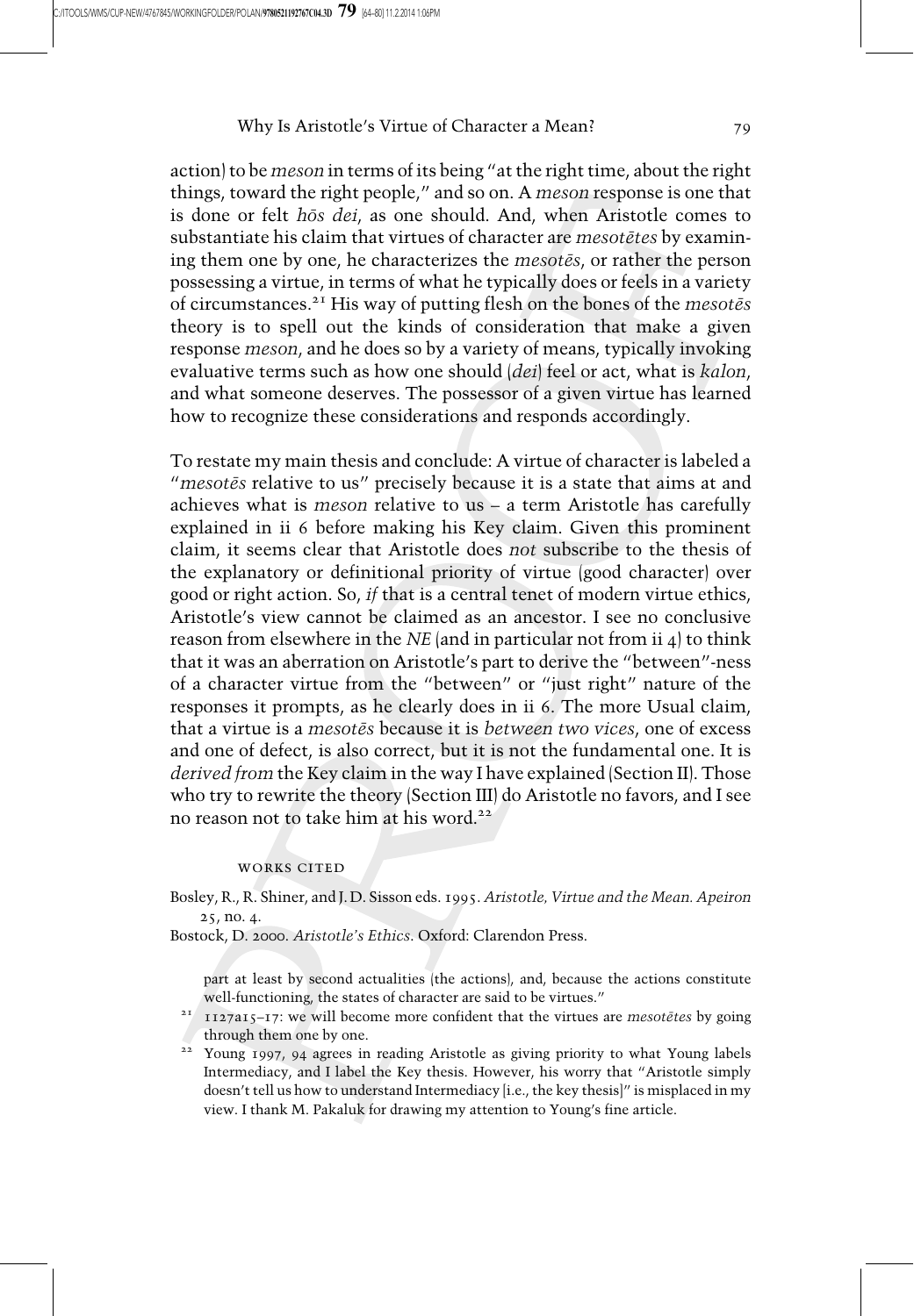action) to be *meson* in terms of its being "at the right time, about the right things, toward the right people," and so on. A *meson* response is one that is done or felt *hōs dei*, as one should. And, when Aristotle comes to substantiate his claim that virtues of character are *mesotētes* by examining them one by one, he characterizes the *mesotēs*, or rather the person possessing a virtue, in terms of what he typically does or feels in a variety of circumstances.[21] His way of putting flesh on the bones of the *mesotēs* theory is to spell out the kinds of consideration that make a given response *meson*, and he does so by a variety of means, typically invoking evaluative terms such as how one should (*dei*) feel or act, what is *kalon*, and what someone deserves. The possessor of a given virtue has learned how to recognize these considerations and responds accordingly.

To restate my main thesis and conclude: A virtue of character is labeled a "*mesotēs* relative to us" precisely because it is a state that aims at and achieves what is *meson* relative to us – a term Aristotle has carefully explained in ii 6 before making his Key claim. Given this prominent claim, it seems clear that Aristotle does *not* subscribe to the thesis of the explanatory or definitional priority of virtue (good character) over good or right action. So, *if* that is a central tenet of modern virtue ethics, Aristotle's view cannot be claimed as an ancestor. I see no conclusive reason from elsewhere in the *NE* (and in particular not from ii 4) to think that it was an aberration on Aristotle's part to derive the "between"-ness of a character virtue from the "between" or "just right" nature of the responses it prompts, as he clearly does in ii 6. The more Usual claim, that a virtue is a *mesotēs* because it is *between two vices*, one of excess and one of defect, is also correct, but it is not the fundamental one. It is *derived from* the Key claim in the way I have explained (Section II). Those who try to rewrite the theory (Section III) do Aristotle no favors, and I see no reason not to take him at his word.[22]

## WORKS CITED

Bosley, R., R. Shiner, and J. D. Sisson eds. 1995. *Aristotle, Virtue and the Mean. Apeiron* 25, no. 4.

Bostock, D. 2000. *Aristotle's Ethics*. Oxford: Clarendon Press.

---

part at least by second actualities (the actions), and, because the actions constitute well-functioning, the states of character are said to be virtues."

[21] 1127a15–17: we will become more confident that the virtues are *mesotētes* by going through them one by one.

[22] Young 1997, 94 agrees in reading Aristotle as giving priority to what Young labels Intermediacy, and I label the Key thesis. However, his worry that "Aristotle simply doesn't tell us how to understand Intermediacy [i.e., the key thesis]" is misplaced in my view. I thank M. Pakaluk for drawing my attention to Young's fine article.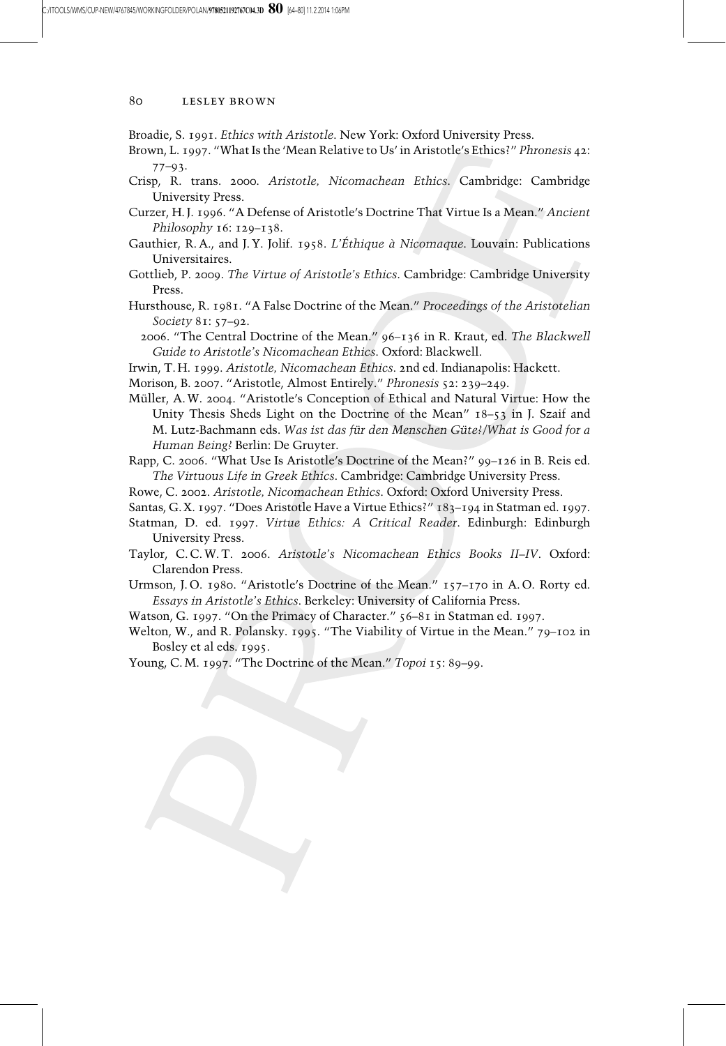Broadie, S. 1991. *Ethics with Aristotle*. New York: Oxford University Press.

Brown, L. 1997. "What Is the 'Mean Relative to Us' in Aristotle's Ethics?" *Phronesis* 42: 77–93.

Crisp, R. trans. 2000. *Aristotle, Nicomachean Ethics*. Cambridge: Cambridge University Press.

Curzer, H. J. 1996. "A Defense of Aristotle's Doctrine That Virtue Is a Mean." *Ancient Philosophy* 16: 129–138.

Gauthier, R. A., and J. Y. Jolif. 1958. *L'Éthique à Nicomaque*. Louvain: Publications Universitaires.

Gottlieb, P. 2009. *The Virtue of Aristotle's Ethics*. Cambridge: Cambridge University Press.

Hursthouse, R. 1981. "A False Doctrine of the Mean." *Proceedings of the Aristotelian Society* 81: 57–92.

2006. "The Central Doctrine of the Mean." 96–136 in R. Kraut, ed. *The Blackwell Guide to Aristotle's Nicomachean Ethics*. Oxford: Blackwell.

Irwin, T. H. 1999. *Aristotle, Nicomachean Ethics*. 2nd ed. Indianapolis: Hackett.

Morison, B. 2007. "Aristotle, Almost Entirely." *Phronesis* 52: 239–249.

Müller, A. W. 2004. "Aristotle's Conception of Ethical and Natural Virtue: How the Unity Thesis Sheds Light on the Doctrine of the Mean" 18–53 in J. Szaif and M. Lutz-Bachmann eds. *Was ist das für den Menschen Güte?/What is Good for a Human Being?* Berlin: De Gruyter.

Rapp, C. 2006. "What Use Is Aristotle's Doctrine of the Mean?" 99–126 in B. Reis ed. *The Virtuous Life in Greek Ethics*. Cambridge: Cambridge University Press.

Rowe, C. 2002. *Aristotle, Nicomachean Ethics*. Oxford: Oxford University Press.

Santas, G. X. 1997. "Does Aristotle Have a Virtue Ethics?" 183–194 in Statman ed. 1997.

Statman, D. ed. 1997. *Virtue Ethics: A Critical Reader*. Edinburgh: Edinburgh University Press.

Taylor, C. C. W. T. 2006. *Aristotle's Nicomachean Ethics Books II–IV*. Oxford: Clarendon Press.

Urmson, J. O. 1980. "Aristotle's Doctrine of the Mean." 157–170 in A. O. Rorty ed. *Essays in Aristotle's Ethics*. Berkeley: University of California Press.

Watson, G. 1997. "On the Primacy of Character." 56–81 in Statman ed. 1997.

Welton, W., and R. Polansky. 1995. "The Viability of Virtue in the Mean." 79–102 in Bosley et al eds. 1995.

Young, C. M. 1997. "The Doctrine of the Mean." *Topoi* 15: 89–99.